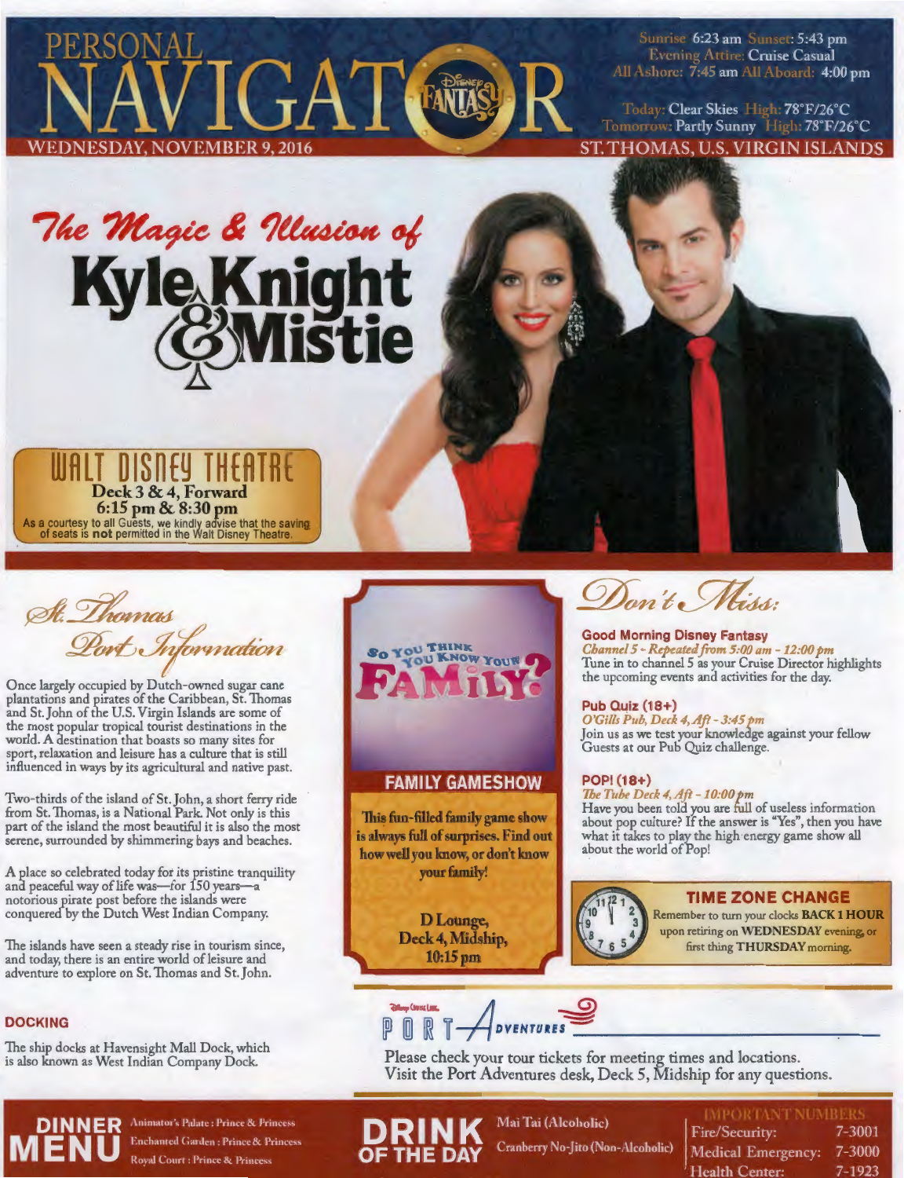# PERSONAL NAVIGATOR

**WEDNESDAY, NOVEMBER 9, 2016**

Sunrise: 6:23 am Sunset: 5:43 pm
Evening Attire: Cruise Casual
All Ashore: 7:45 am All Aboard: 4:00 pm

Today: Clear Skies High: 78°F/26°C
Tomorrow: Partly Sunny High: 78°F/26°C

**ST. THOMAS, U.S. VIRGIN ISLANDS**

## *The Magic & Illusion of* Kyle Knight & Mistie

**WALT DISNEY THEATRE**
**Deck 3 & 4, Forward**
**6:15 pm & 8:30 pm**
As a courtesy to all Guests, we kindly advise that the saving of seats is **not** permitted in the Walt Disney Theatre.

## *St. Thomas Port Information*

Once largely occupied by Dutch-owned sugar cane plantations and pirates of the Caribbean, St. Thomas and St. John of the U.S. Virgin Islands are some of the most popular tropical tourist destinations in the world. A destination that boasts so many sites for sport, relaxation and leisure has a culture that is still influenced in ways by its agricultural and native past.

Two-thirds of the island of St. John, a short ferry ride from St. Thomas, is a National Park. Not only is this part of the island the most beautiful it is also the most serene, surrounded by shimmering bays and beaches.

A place so celebrated today for its pristine tranquility and peaceful way of life was—for 150 years—a notorious pirate post before the islands were conquered by the Dutch West Indian Company.

The islands have seen a steady rise in tourism since, and today, there is an entire world of leisure and adventure to explore on St. Thomas and St. John.

### DOCKING

The ship docks at Havensight Mall Dock, which is also known as West Indian Company Dock.

### So You Think You Know Your Family?

**FAMILY GAMESHOW**

This fun-filled family game show is always full of surprises. Find out how well you know, or don't know your family!

D Lounge,
Deck 4, Midship,
10:15 pm

## *Don't Miss:*

**Good Morning Disney Fantasy**
*Channel 5 - Repeated from 5:00 am - 12:00 pm*
Tune in to channel 5 as your Cruise Director highlights the upcoming events and activities for the day.

**Pub Quiz (18+)**
*O'Gills Pub, Deck 4, Aft - 3:45 pm*
Join us as we test your knowledge against your fellow Guests at our Pub Quiz challenge.

**POP! (18+)**
*The Tube Deck 4, Aft - 10:00 pm*
Have you been told you are full of useless information about pop culture? If the answer is "Yes", then you have what it takes to play the high energy game show all about the world of Pop!

**TIME ZONE CHANGE**
Remember to turn your clocks **BACK 1 HOUR** upon retiring on **WEDNESDAY** evening, or first thing **THURSDAY** morning.

### Disney Cruise Line PORT ADVENTURES

Please check your tour tickets for meeting times and locations.
Visit the Port Adventures desk, Deck 5, Midship for any questions.

**DINNER MENU**
Animator's Palate : Prince & Princess
Enchanted Garden : Prince & Princess
Royal Court : Prince & Princess

**DRINK OF THE DAY**
Mai Tai (Alcoholic)
Cranberry No-Jito (Non-Alcoholic)

**IMPORTANT NUMBERS**

| | |
|---|---|
| Fire/Security: | 7-3001 |
| Medical Emergency: | 7-3000 |
| Health Center: | 7-1923 |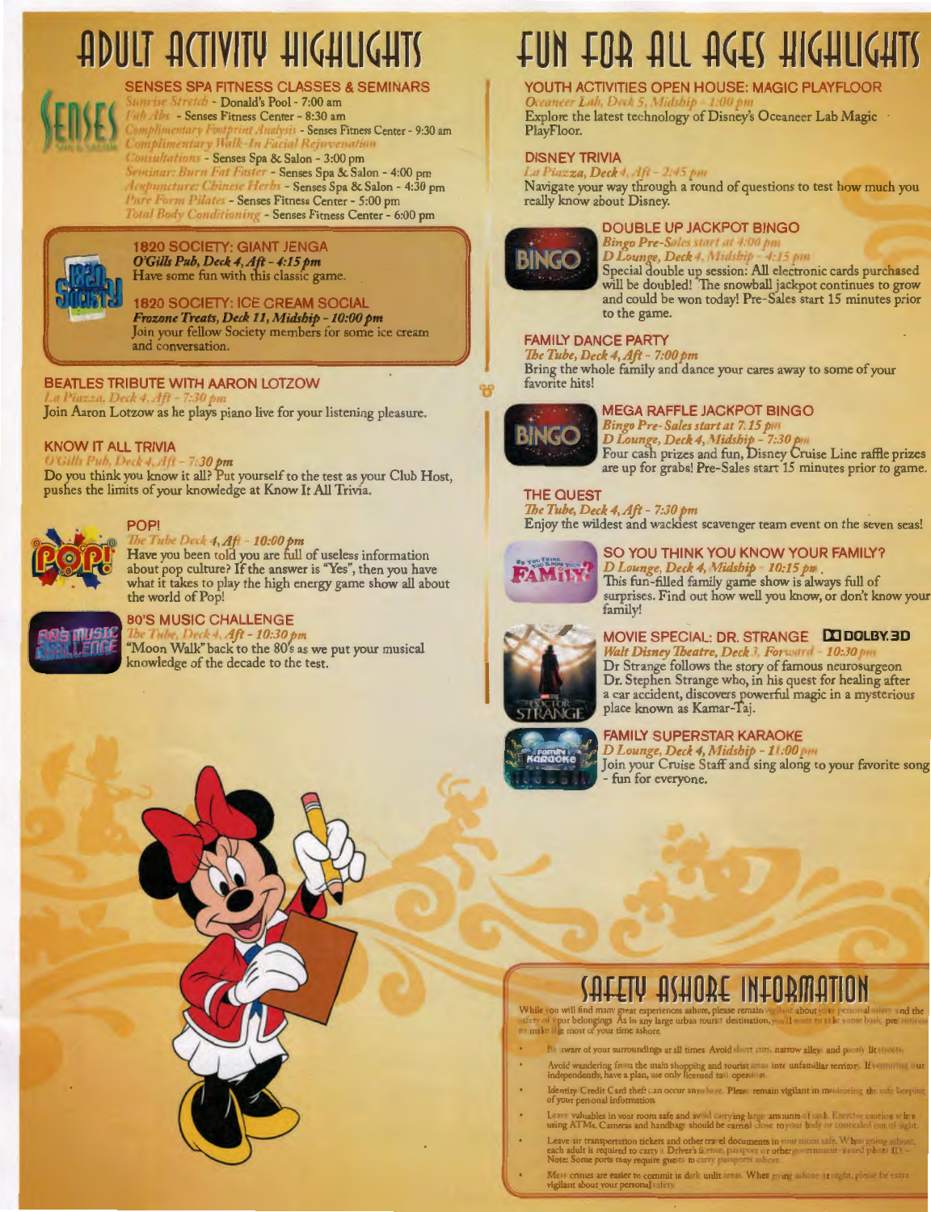# ADULT ACTIVITY HIGHLIGHTS

## SENSES SPA FITNESS CLASSES & SEMINARS

*Sunrise Stretch* - Donald's Pool - 7:00 am
*Fab Abs* - Senses Fitness Center - 8:30 am
*Complimentary Footprint Analysis* - Senses Fitness Center - 9:30 am
*Complimentary Walk-In Facial Rejuvenation Consultations* - Senses Spa & Salon - 3:00 pm
*Seminar: Burn Fat Faster* - Senses Spa & Salon - 4:00 pm
*Acupuncture: Chinese Herbs* - Senses Spa & Salon - 4:30 pm
*Pure Form Pilates* - Senses Fitness Center - 5:00 pm
*Total Body Conditioning* - Senses Fitness Center - 6:00 pm

## 1820 SOCIETY: GIANT JENGA

***O'Gills Pub, Deck 4, Aft - 4:15 pm***
Have some fun with this classic game.

## 1820 SOCIETY: ICE CREAM SOCIAL

***Frozone Treats, Deck 11, Midship - 10:00 pm***
Join your fellow Society members for some ice cream and conversation.

## BEATLES TRIBUTE WITH AARON LOTZOW

*La Piazza, Deck 4, Aft - 7:30 pm*
Join Aaron Lotzow as he plays piano live for your listening pleasure.

## KNOW IT ALL TRIVIA

*O'Gills Pub, Deck 4, Aft - 7:30 pm*
Do you think you know it all? Put yourself to the test as your Club Host, pushes the limits of your knowledge at Know It All Trivia.

## POP!

*The Tube Deck 4, Aft - 10:00 pm*
Have you been told you are full of useless information about pop culture? If the answer is "Yes", then you have what it takes to play the high energy game show all about the world of Pop!

## 80'S MUSIC CHALLENGE

*The Tube, Deck 4, Aft - 10:30 pm*
"Moon Walk" back to the 80's as we put your musical knowledge of the decade to the test.

# FUN FOR ALL AGES HIGHLIGHTS

## YOUTH ACTIVITIES OPEN HOUSE: MAGIC PLAYFLOOR

*Oceaneer Lab, Deck 5, Midship - 1:00 pm*
Explore the latest technology of Disney's Oceaneer Lab Magic PlayFloor.

## DISNEY TRIVIA

*La Piazza, Deck 4, Aft - 2:45 pm*
Navigate your way through a round of questions to test how much you really know about Disney.

## DOUBLE UP JACKPOT BINGO

*Bingo Pre-Sales start at 4:00 pm*
*D Lounge, Deck 4, Midship - 4:15 pm*
Special double up session: All electronic cards purchased will be doubled! The snowball jackpot continues to grow and could be won today! Pre-Sales start 15 minutes prior to the game.

## FAMILY DANCE PARTY

*The Tube, Deck 4, Aft - 7:00 pm*
Bring the whole family and dance your cares away to some of your favorite hits!

## MEGA RAFFLE JACKPOT BINGO

*Bingo Pre-Sales start at 7:15 pm*
*D Lounge, Deck 4, Midship - 7:30 pm*
Four cash prizes and fun, Disney Cruise Line raffle prizes are up for grabs! Pre-Sales start 15 minutes prior to game.

## THE QUEST

*The Tube, Deck 4, Aft - 7:30 pm*
Enjoy the wildest and wackiest scavenger team event on the seven seas!

## SO YOU THINK YOU KNOW YOUR FAMILY?

*D Lounge, Deck 4, Midship - 10:15 pm*
This fun-filled family game show is always full of surprises. Find out how well you know, or don't know your family!

## MOVIE SPECIAL: DR. STRANGE (DOLBY 3D)

*Walt Disney Theatre, Deck 3, Forward - 10:30 pm*
Dr Strange follows the story of famous neurosurgeon Dr. Stephen Strange who, in his quest for healing after a car accident, discovers powerful magic in a mysterious place known as Kamar-Taj.

## FAMILY SUPERSTAR KARAOKE

*D Lounge, Deck 4, Midship - 11:00 pm*
Join your Cruise Staff and sing along to your favorite song - fun for everyone.

# SAFETY ASHORE INFORMATION

While you will find many great experiences ashore, please remain vigilant about your personal safety and the safety of your belongings. As in any large urban tourist destination, you'll want to take some basic precautions to make the most of your time ashore.

- Be aware of your surroundings at all times. Avoid short cuts, narrow alleys and poorly lit streets.
- Avoid wandering from the main shopping and tourist areas into unfamiliar territory. If venturing out independently, have a plan, use only licensed taxi operators.
- Identity/Credit Card theft can occur anywhere. Please remain vigilant in monitoring the safe keeping of your personal information.
- Leave valuables in your room safe and avoid carrying large amounts of cash. Exercise caution when using ATMs. Cameras and handbags should be carried close to your body or concealed out of sight.
- Leave air transportation tickets and other travel documents in your room safe. When going ashore, each adult is required to carry a Driver's license, passport or other government-issued photo ID. - Note: Some ports may require guests to carry passports ashore.
- Most crimes are easier to commit in dark unlit areas. When going ashore at night, please be extra vigilant about your personal safety.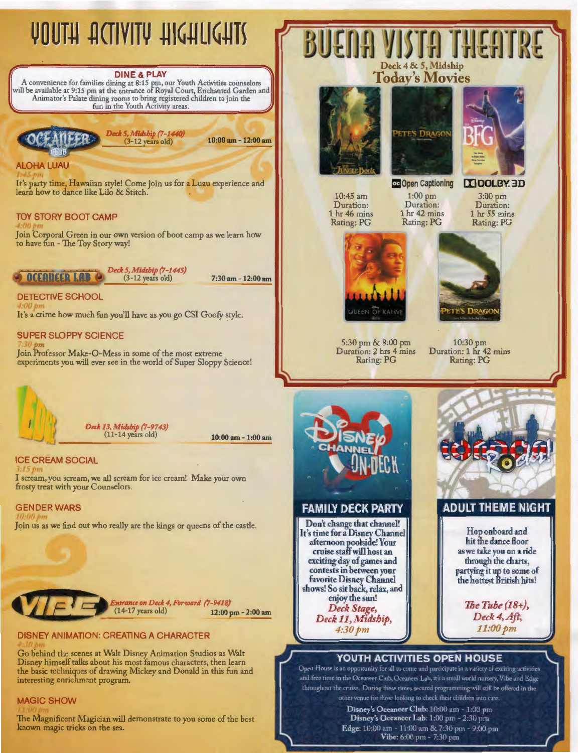# YOUTH ACTIVITY HIGHLIGHTS

### DINE & PLAY

A convenience for families dining at 8:15 pm, our Youth Activities counselors will be available at 9:15 pm at the entrance of Royal Court, Enchanted Garden and Animator's Palate dining rooms to bring registered children to join the fun in the Youth Activity areas.

## OCEANEER CLUB

*Deck 5, Midship (7-1440)*
(3-12 years old)
**10:00 am - 12:00 am**

### ALOHA LUAU

*1:45 pm*

It's party time, Hawaiian style! Come join us for a Luau experience and learn how to dance like Lilo & Stitch.

### TOY STORY BOOT CAMP

*4:00 pm*

Join Corporal Green in our own version of boot camp as we learn how to have fun - The Toy Story way!

## OCEANEER LAB

*Deck 5, Midship (7-1445)*
(3-12 years old)
**7:30 am - 12:00 am**

### DETECTIVE SCHOOL

*4:00 pm*

It's a crime how much fun you'll have as you go CSI Goofy style.

### SUPER SLOPPY SCIENCE

*7:30 pm*

Join Professor Make-O-Mess in some of the most extreme experiments you will ever see in the world of Super Sloppy Science!

## EDGE

*Deck 13, Midship (7-9743)*
(11-14 years old)
**10:00 am - 1:00 am**

### ICE CREAM SOCIAL

*3:15 pm*

I scream, you scream, we all scream for ice cream! Make your own frosty treat with your Counselors.

### GENDER WARS

*10:00 pm*

Join us as we find out who really are the kings or queens of the castle.

## VIBE

*Entrance on Deck 4, Forward (7-9418)*
(14-17 years old)
**12:00 pm - 2:00 am**

### DISNEY ANIMATION: CREATING A CHARACTER

*4:30 pm*

Go behind the scenes at Walt Disney Animation Studios as Walt Disney himself talks about his most famous characters, then learn the basic techniques of drawing Mickey and Donald in this fun and interesting enrichment program.

### MAGIC SHOW

*11:00 pm*

The Magnificent Magician will demonstrate to you some of the best known magic tricks on the sea.

# BUENA VISTA THEATRE

Deck 4 & 5, Midship

## Today's Movies

**The Jungle Book**
10:45 am
Duration: 1 hr 46 mins
Rating: PG

**Pete's Dragon** (Open Captioning)
1:00 pm
Duration: 1 hr 42 mins
Rating: PG

**BFG** (Dolby 3D)
3:00 pm
Duration: 1 hr 55 mins
Rating: PG

**Queen of Katwe**
5:30 pm & 8:00 pm
Duration: 2 hrs 4 mins
Rating: PG

**Pete's Dragon**
10:30 pm
Duration: 1 hr 42 mins
Rating: PG

## Disney Channel On Deck

### FAMILY DECK PARTY

Don't change that channel! It's time for a Disney Channel afternoon poolside! Your cruise staff will host an exciting day of games and contests in between your favorite Disney Channel shows! So sit back, relax, and enjoy the sun!

*Deck Stage, Deck 11, Midship, 4:30 pm*

## London Rocks!

### ADULT THEME NIGHT

Hop onboard and hit the dance floor as we take you on a ride through the charts, partying it up to some of the hottest British hits!

*The Tube (18+), Deck 4, Aft, 11:00 pm*

## YOUTH ACTIVITIES OPEN HOUSE

Open House is an opportunity for all to come and participate in a variety of exciting activities and free time in the Oceaneer Club, Oceaneer Lab, it's a small world nursery, Vibe and Edge throughout the cruise. During these times secured programming will still be offered in the other venue for those looking to check their children into care.

**Disney's Oceaneer Club:** 10:00 am - 1:00 pm
**Disney's Oceaneer Lab:** 1:00 pm - 2:30 pm
**Edge:** 10:00 am - 11:00 am & 7:30 pm - 9:00 pm
**Vibe:** 6:00 pm - 7:30 pm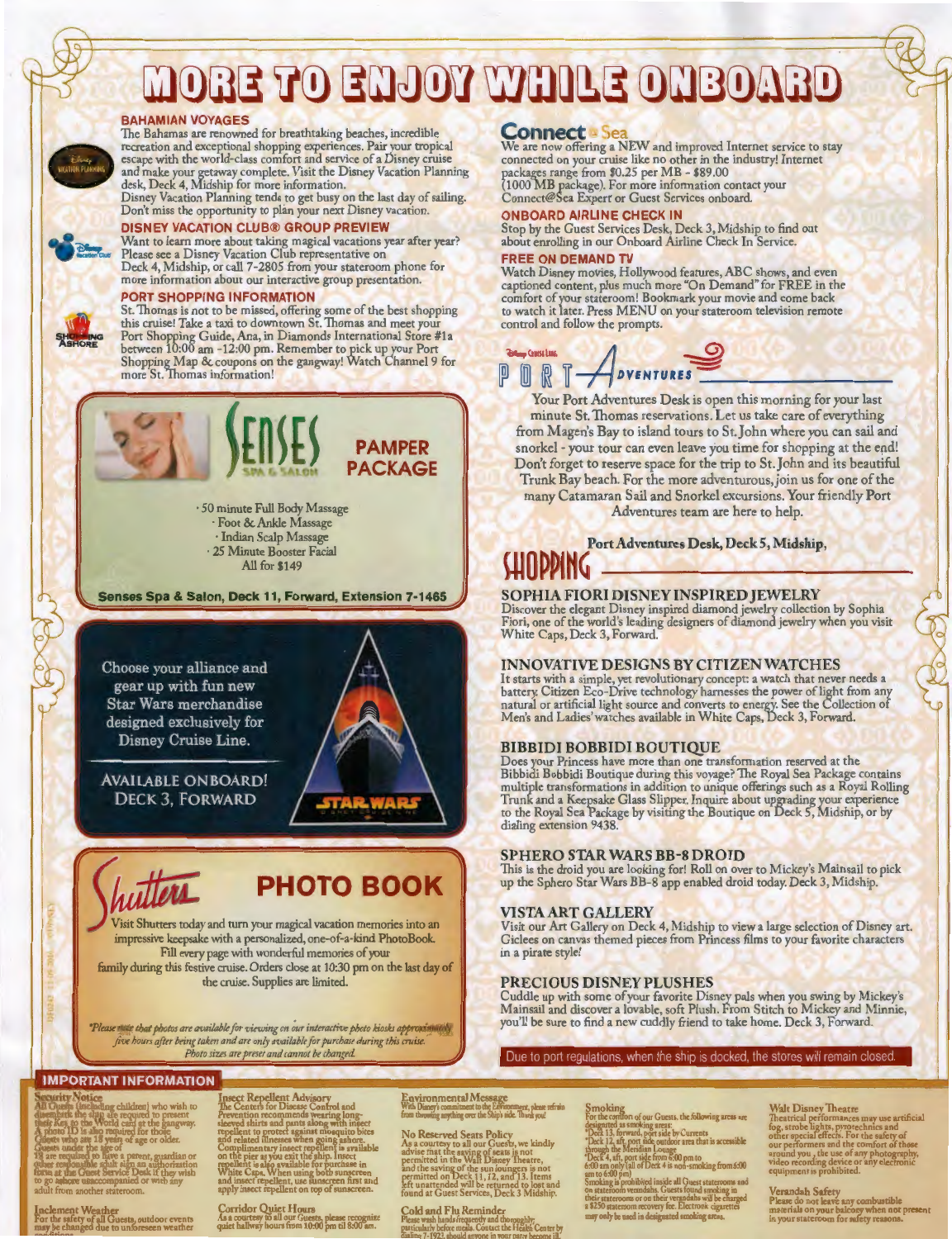# MORE TO ENJOY WHILE ONBOARD

## BAHAMIAN VOYAGES

The Bahamas are renowned for breathtaking beaches, incredible recreation and exceptional shopping experiences. Pair your tropical escape with the world-class comfort and service of a Disney cruise and make your getaway complete. Visit the Disney Vacation Planning desk, Deck 4, Midship for more information.

Disney Vacation Planning tends to get busy on the last day of sailing. Don't miss the opportunity to plan your next Disney vacation.

## DISNEY VACATION CLUB® GROUP PREVIEW

Want to learn more about taking magical vacations year after year? Please see a Disney Vacation Club representative on Deck 4, Midship, or call 7-2805 from your stateroom phone for more information about our interactive group presentation.

## PORT SHOPPING INFORMATION

St. Thomas is not to be missed, offering some of the best shopping this cruise! Take a taxi to downtown St. Thomas and meet your Port Shopping Guide, Ana, in Diamonds International Store #1a between 10:00 am -12:00 pm. Remember to pick up your Port Shopping Map & coupons on the gangway! Watch Channel 9 for more St. Thomas information!

## SENSES SPA & SALON — PAMPER PACKAGE

- 50 minute Full Body Massage
- Foot & Ankle Massage
- Indian Scalp Massage
- 25 Minute Booster Facial

All for $149

**Senses Spa & Salon, Deck 11, Forward, Extension 7-1465**

Choose your alliance and gear up with fun new Star Wars merchandise designed exclusively for Disney Cruise Line.

AVAILABLE ONBOARD! DECK 3, FORWARD

## Shutters PHOTO BOOK

Visit Shutters today and turn your magical vacation memories into an impressive keepsake with a personalized, one-of-a-kind PhotoBook. Fill every page with wonderful memories of your family during this festive cruise. Orders close at 10:30 pm on the last day of the cruise. Supplies are limited.

*\*Please note that photos are available for viewing on our interactive photo kiosks approximately five hours after being taken and are only available for purchase during this cruise. Photo sizes are preset and cannot be changed.*

## Connect@Sea

We are now offering a NEW and improved Internet service to stay connected on your cruise like no other in the industry! Internet packages range from $0.25 per MB - $89.00 (1000 MB package). For more information contact your Connect@Sea Expert or Guest Services onboard.

## ONBOARD AIRLINE CHECK IN

Stop by the Guest Services Desk, Deck 3, Midship to find out about enrolling in our Onboard Airline Check In Service.

## FREE ON DEMAND TV

Watch Disney movies, Hollywood features, ABC shows, and even captioned content, plus much more "On Demand" for FREE in the comfort of your stateroom! Bookmark your movie and come back to watch it later. Press MENU on your stateroom television remote control and follow the prompts.

## PORT ADVENTURES

Your Port Adventures Desk is open this morning for your last minute St. Thomas reservations. Let us take care of everything from Magen's Bay to island tours to St. John where you can sail and snorkel - your tour can even leave you time for shopping at the end! Don't forget to reserve space for the trip to St. John and its beautiful Trunk Bay beach. For the more adventurous, join us for one of the many Catamaran Sail and Snorkel excursions. Your friendly Port Adventures team are here to help.

**Port Adventures Desk, Deck 5, Midship,**

## SHOPPING

### SOPHIA FIORI DISNEY INSPIRED JEWELRY

Discover the elegant Disney inspired diamond jewelry collection by Sophia Fiori, one of the world's leading designers of diamond jewelry when you visit White Caps, Deck 3, Forward.

### INNOVATIVE DESIGNS BY CITIZEN WATCHES

It starts with a simple, yet revolutionary concept: a watch that never needs a battery. Citizen Eco-Drive technology harnesses the power of light from any natural or artificial light source and converts to energy. See the Collection of Men's and Ladies' watches available in White Caps, Deck 3, Forward.

### BIBBIDI BOBBIDI BOUTIQUE

Does your Princess have more than one transformation reserved at the Bibbidi Bobbidi Boutique during this voyage? The Royal Sea Package contains multiple transformations in addition to unique offerings such as a Royal Rolling Trunk and a Keepsake Glass Slipper. Inquire about upgrading your experience to the Royal Sea Package by visiting the Boutique on Deck 5, Midship, or by dialing extension 9438.

### SPHERO STAR WARS BB-8 DROID

This is the droid you are looking for! Roll on over to Mickey's Mainsail to pick up the Sphero Star Wars BB-8 app enabled droid today. Deck 3, Midship.

### VISTA ART GALLERY

Visit our Art Gallery on Deck 4, Midship to view a large selection of Disney art. Giclees on canvas themed pieces from Princess films to your favorite characters in a pirate style!

### PRECIOUS DISNEY PLUSHES

Cuddle up with some of your favorite Disney pals when you swing by Mickey's Mainsail and discover a lovable, soft Plush. From Stitch to Mickey and Minnie, you'll be sure to find a new cuddly friend to take home. Deck 3, Forward.

Due to port regulations, when the ship is docked, the stores will remain closed.

## IMPORTANT INFORMATION

**Security Notice**
All Guests (including children) who wish to disembark the ship are required to present their Key to the World card at the gangway. A photo ID is also required for those Guests who are 18 years of age or older. Guests under the age of 18 are required to have a parent, guardian or other responsible adult sign an authorization form at the Guest Service Desk if they wish to go ashore unaccompanied or with any adult from another stateroom.

**Inclement Weather**
For the safety of all Guests, outdoor events may be changed due to unforeseen weather conditions.

**Insect Repellent Advisory**
The Centers for Disease Control and Prevention recommends wearing long-sleeved shirts and pants along with insect repellent to protect against mosquito bites and related illnesses when going ashore. Complimentary insect repellent is available on the pier as you exit the ship. Insect repellent is also available for purchase in White Caps. When using both sunscreen and insect repellent, use sunscreen first and apply insect repellent on top of sunscreen.

**Corridor Quiet Hours**
As a courtesy to all our Guests, please recognize quiet hallway hours from 10:00 pm til 8:00 am.

**Environmental Message**
With Disney's commitment to the Environment, please refrain from throwing anything over the Ship's side. Thank you!

**No Reserved Seats Policy**
As a courtesy to all our Guests, we kindly advise that the saving of seats is not permitted in the Walt Disney Theatre, and the saving of the sun loungers is not permitted on Deck 11, 12, and 13. Items left unattended will be returned to lost and found at Guest Services, Deck 3 Midship.

**Cold and Flu Reminder**
Please wash hands frequently and thoroughly, particularly before meals. Contact the Health Center by dialing 7-1923 should anyone in your party become ill.

**Smoking**
For the comfort of our Guests, the following areas are designated as smoking areas:
\*Deck 13, forward, port side by Currents
\*Deck 12, aft, port side outdoor area that is accessible through the Meridian Lounge
\*Deck 4, aft, port side from 6:00 pm to 6:00 am only (all of Deck 4 is non-smoking from 6:00 am to 6:00 pm)
Smoking is prohibited inside all Guest staterooms and on stateroom verandahs. Guests found smoking in their staterooms or on their verandahs will be charged a $250 stateroom recovery fee. Electronic cigarettes may only be used in designated smoking areas.

**Walt Disney Theatre**
Theatrical performances may use artificial fog, strobe lights, pyrotechnics and other special effects. For the safety of our performers and the comfort of those around you, the use of any photography, video recording device or any electronic equipment is prohibited.

**Verandah Safety**
Please do not leave any combustible materials on your balcony when not present in your stateroom for safety reasons.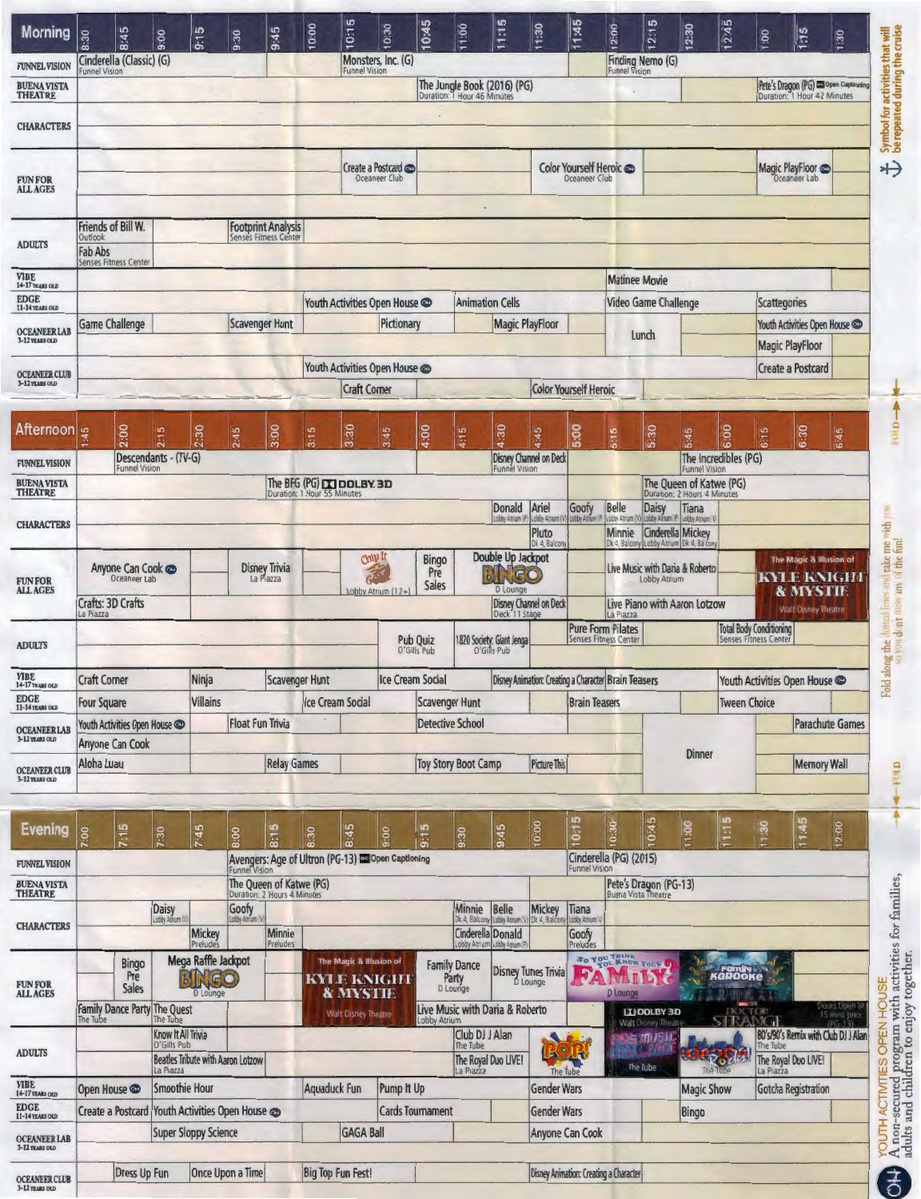## Morning

| Morning | 8:30 | 8:45 | 9:00 | 9:15 | 9:30 | 9:45 | 10:00 | 10:15 | 10:30 | 10:45 | 11:00 | 11:15 | 11:30 | 11:45 | 12:00 | 12:15 | 12:30 | 12:45 | 1:00 | 1:15 | 1:30 |
|---|---|---|---|---|---|---|---|---|---|---|---|---|---|---|---|---|---|---|---|---|---|
| FUNNEL VISION | Cinderella (Classic) (G) Funnel Vision | | | | | | | Monsters, Inc. (G) Funnel Vision | | | | | | | Finding Nemo (G) Funnel Vision | | | | | | |
| BUENA VISTA THEATRE | | | | | | | | | | The Jungle Book (2016) (PG) Duration: 1 Hour 46 Minutes | | | | | | | | | Pete's Dragon (PG) Open Captioning Duration: 1 Hour 42 Minutes | | |
| CHARACTERS | | | | | | | | | | | | | | | | | | | | | |
| FUN FOR ALL AGES | | | | | | | | Create a Postcard Oceaneer Club | | | | | Color Yourself Heroic Oceaneer Club | | | | | | Magic PlayFloor Oceaneer Lab | | |
| ADULTS | Friends of Bill W. Outlook | | | Footprint Analysis Senses Fitness Center | | | | | | | | | | | | | | | | | |
| ADULTS | Fab Abs Senses Fitness Center | | | | | | | | | | | | | | | | | | | | |
| VIBE 14-17 YEARS OLD | | | | | | | | | | | | | | | Matinee Movie | | | | | | |
| EDGE 11-14 YEARS OLD | | | | | | | Youth Activities Open House | | | Animation Cells | | | | | Video Game Challenge | | | | Scattegories | | |
| OCEANEER LAB 3-12 YEARS OLD | Game Challenge | | | Scavenger Hunt | | | | | Pictionary | | | Magic PlayFloor | | | Lunch | | | | Youth Activities Open House | | |
| OCEANEER LAB 3-12 YEARS OLD | | | | | | | | | | | | | | | | | | | Magic PlayFloor | | |
| OCEANEER CLUB 3-12 YEARS OLD | | | | | | | Youth Activities Open House | | | | | | | | | | | | Create a Postcard | | |
| OCEANEER CLUB 3-12 YEARS OLD | | | | | | | | Craft Corner | | | | | Color Yourself Heroic | | | | | | | | |

## Afternoon

| Afternoon | 1:45 | 2:00 | 2:15 | 2:30 | 2:45 | 3:00 | 3:15 | 3:30 | 3:45 | 4:00 | 4:15 | 4:30 | 4:45 | 5:00 | 5:15 | 5:30 | 5:45 | 6:00 | 6:15 | 6:30 | 6:45 |
|---|---|---|---|---|---|---|---|---|---|---|---|---|---|---|---|---|---|---|---|---|---|
| FUNNEL VISION | | Descendants - (TV-G) Funnel Vision | | | | | | | | | | Disney Channel on Deck Funnel Vision | | | | | The Incredibles (PG) Funnel Vision | | | | |
| BUENA VISTA THEATRE | | | | | | The BFG (PG) DOLBY 3D Duration: 1 Hour 55 Minutes | | | | | | | | | | The Queen of Katwe (PG) Duration: 2 Hours 4 Minutes | | | | | |
| CHARACTERS | | | | | | | | | | | | Donald Lobby Atrium | Ariel Lobby Atrium | Goofy Lobby Atrium | Belle Lobby Atrium | Daisy Lobby Atrium | Tiana Lobby Atrium | | | | |
| CHARACTERS | | | | | | | | | | | | | Pluto Dk 4, Balcony | | Minnie Dk 4, Balcony | Cinderella Lobby Atrium | Mickey Dk 4, Balcony | | | | |
| FUN FOR ALL AGES | | Anyone Can Cook Oceaneer Lab | | | Disney Trivia La Piazza | | | Chip It Lobby Atrium (12+) | | Bingo Pre Sales | | Double Up Jackpot BINGO D Lounge | | | Live Music with Daria & Roberto Lobby Atrium | | | | The Magic & Illusion of KYLE KNIGHT & MYSTIE Walt Disney Theatre | | |
| FUN FOR ALL AGES | Crafts: 3D Crafts La Piazza | | | | | | | | | | | Disney Channel on Deck Deck 11 Stage | | | Live Piano with Aaron Lotzow La Piazza | | | | | | |
| ADULTS | | | | | | | | | | Pub Quiz O'Gills Pub | | 1820 Society: Giant Jenga O'Gills Pub | | Pure Form Pilates Senses Fitness Center | | | | Total Body Conditioning Senses Fitness Center | | | |
| VIBE 14-17 YEARS OLD | Craft Corner | | | Ninja | | Scavenger Hunt | | | Ice Cream Social | | | Disney Animation: Creating a Character | | | Brain Teasers | | | | Youth Activities Open House | | |
| EDGE 11-14 YEARS OLD | Four Square | | | Villains | | | Ice Cream Social | | | Scavenger Hunt | | | | Brain Teasers | | | | | Tween Choice | | |
| OCEANEER LAB 3-12 YEARS OLD | Youth Activities Open House | | | | Float Fun Trivia | | | | | Detective School | | | | | | | | | | Parachute Games | |
| OCEANEER LAB 3-12 YEARS OLD | Anyone Can Cook | | | | | | | | | | | | | | | Dinner | | | | | |
| OCEANEER CLUB 3-12 YEARS OLD | Aloha Luau | | | | | Relay Games | | | | Toy Story Boot Camp | | | Picture This | | | | | | | Memory Wall | |

## Evening

| Evening | 7:00 | 7:15 | 7:30 | 7:45 | 8:00 | 8:15 | 8:30 | 8:45 | 9:00 | 9:15 | 9:30 | 9:45 | 10:00 | 10:15 | 10:30 | 10:45 | 11:00 | 11:15 | 11:30 | 11:45 | 12:00 |
|---|---|---|---|---|---|---|---|---|---|---|---|---|---|---|---|---|---|---|---|---|---|
| FUNNEL VISION | | | | | Avengers: Age of Ultron (PG-13) Open Captioning Funnel Vision | | | | | | | | | Cinderella (PG) (2015) Funnel Vision | | | | | | | |
| BUENA VISTA THEATRE | | | | | The Queen of Katwe (PG) Duration: 2 Hours 4 Minutes | | | | | | | | | Pete's Dragon (PG-13) Buena Vista Theatre | | | | | | | |
| CHARACTERS | | | Daisy Lobby Atrium | | Goofy Lobby Atrium | | | | | | Minnie Dk 4, Balcony | Belle Lobby Atrium | Mickey Dk 4, Balcony | Tiana Lobby Atrium | | | | | | | |
| CHARACTERS | | | | Mickey Preludes | | Minnie Preludes | | | | | Cinderella Lobby Atrium | Donald Lobby Atrium | | Goofy Preludes | | | | | | | |
| FUN FOR ALL AGES | | Bingo Pre Sales | Mega Raffle Jackpot BINGO D Lounge | | | | The Magic & Illusion of KYLE KNIGHT & MYSTIE Walt Disney Theatre | | | Family Dance Party D Lounge | | Disney Tunes Trivia D Lounge | | So You Think You Know Your FAMILY? D Lounge | | | Family Karaoke | | | | |
| FUN FOR ALL AGES | Family Dance Party The Tube | | The Quest The Tube | | | | | | | Live Music with Daria & Roberto Lobby Atrium | | | | | DOLBY 3D Walt Disney Theatre | | DOCTOR STRANGE | | | Doors Open 15 mins prior (PG-13) | |
| ADULTS | | | Know It All Trivia O'Gills Pub | | | | | | | | Club DJ J Alan The Tube | | | POP! The Tube | | 90's Music Challenge The Tube | | Karaoke The Tube | | 80's/90's Remix with Club DJ J Alan The Tube | |
| ADULTS | | | Beatles Tribute with Aaron Lotzow La Piazza | | | | | | | | The Royal Duo LIVE! La Piazza | | | | | | | | | The Royal Duo LIVE! La Piazza | |
| VIBE 14-17 YEARS OLD | Open House | | Smoothie Hour | | | | Aquaduck Fun | | Pump It Up | | | | Gender Wars | | | | Magic Show | | Gotcha Registration | | |
| EDGE 11-14 YEARS OLD | Create a Postcard | | Youth Activities Open House | | | | | | Cards Tournament | | | | Gender Wars | | | | Bingo | | | | |
| OCEANEER LAB 3-12 YEARS OLD | | | Super Sloppy Science | | | | | GAGA Ball | | | | | Anyone Can Cook | | | | | | | | |
| OCEANEER CLUB 3-12 YEARS OLD | | Dress Up Fun | | Once Upon a Time | | | Big Top Fun Fest! | | | | | | Disney Animation: Creating a Character | | | | | | | | |

Symbol for activities that will be repeated during the cruise

Fold along the dotted lines and take me with you so you don't miss any of the fun!

FOLD

OH YOUTH ACTIVITIES OPEN HOUSE
A non-secured program with activities for families, adults and children to enjoy together.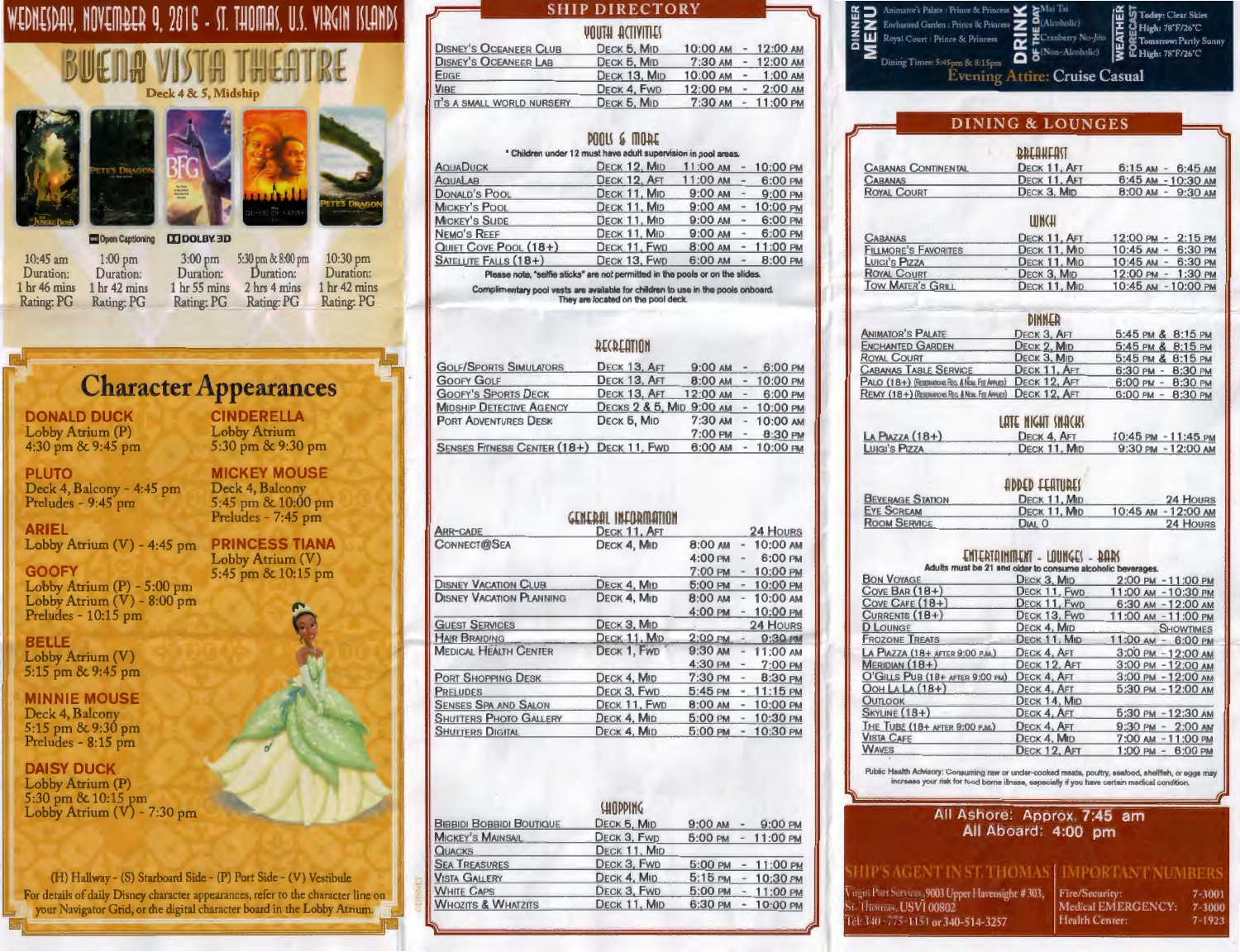# WEDNESDAY, NOVEMBER 9, 2016 - ST. THOMAS, U.S. VIRGIN ISLANDS

## BUENA VISTA THEATRE

Deck 4 & 5, Midship

Open Captioning | DOLBY 3D

| 10:45 am | 1:00 pm | 3:00 pm | 5:30 pm & 8:00 pm | 10:30 pm |
|---|---|---|---|---|
| Duration: 1 hr 46 mins | Duration: 1 hr 42 mins | Duration: 1 hr 55 mins | Duration: 2 hrs 4 mins | Duration: 1 hr 42 mins |
| Rating: PG | Rating: PG | Rating: PG | Rating: PG | Rating: PG |

## Character Appearances

**DONALD DUCK**
Lobby Atrium (P)
4:30 pm & 9:45 pm

**PLUTO**
Deck 4, Balcony - 4:45 pm
Preludes - 9:45 pm

**ARIEL**
Lobby Atrium (V) - 4:45 pm

**GOOFY**
Lobby Atrium (P) - 5:00 pm
Lobby Atrium (V) - 8:00 pm
Preludes - 10:15 pm

**BELLE**
Lobby Atrium (V)
5:15 pm & 9:45 pm

**MINNIE MOUSE**
Deck 4, Balcony
5:15 pm & 9:30 pm
Preludes - 8:15 pm

**DAISY DUCK**
Lobby Atrium (P)
5:30 pm & 10:15 pm
Lobby Atrium (V) - 7:30 pm

**CINDERELLA**
Lobby Atrium
5:30 pm & 9:30 pm

**MICKEY MOUSE**
Deck 4, Balcony
5:45 pm & 10:00 pm
Preludes - 7:45 pm

**PRINCESS TIANA**
Lobby Atrium (V)
5:45 pm & 10:15 pm

(H) Hallway - (S) Starboard Side - (P) Port Side - (V) Vestibule

For details of daily Disney character appearances, refer to the character line on your Navigator Grid, or the digital character board in the Lobby Atrium.

## SHIP DIRECTORY

### YOUTH ACTIVITIES

| | | |
|---|---|---|
| Disney's Oceaneer Club | Deck 5, Mid | 10:00 am - 12:00 am |
| Disney's Oceaneer Lab | Deck 5, Mid | 7:30 am - 12:00 am |
| Edge | Deck 13, Mid | 10:00 am - 1:00 am |
| Vibe | Deck 4, Fwd | 12:00 pm - 2:00 am |
| It's a Small World Nursery | Deck 5, Mid | 7:30 am - 11:00 pm |

### POOLS & MORE

* Children under 12 must have adult supervision in pool areas.

| | | |
|---|---|---|
| AquaDuck | Deck 12, Mid | 11:00 am - 10:00 pm |
| AquaLab | Deck 12, Aft | 11:00 am - 6:00 pm |
| Donald's Pool | Deck 11, Mid | 9:00 am - 9:00 pm |
| Mickey's Pool | Deck 11, Mid | 9:00 am - 10:00 pm |
| Mickey's Slide | Deck 11, Mid | 9:00 am - 6:00 pm |
| Nemo's Reef | Deck 11, Mid | 9:00 am - 6:00 pm |
| Quiet Cove Pool (18+) | Deck 11, Fwd | 8:00 am - 11:00 pm |
| Satellite Falls (18+) | Deck 13, Fwd | 6:00 am - 8:00 pm |

Please note, "selfie sticks" are not permitted in the pools or on the slides.

Complimentary pool vests are available for children to use in the pools onboard. They are located on the pool deck.

### RECREATION

| | | |
|---|---|---|
| Golf/Sports Simulators | Deck 13, Aft | 9:00 am - 6:00 pm |
| Goofy Golf | Deck 13, Aft | 8:00 am - 10:00 pm |
| Goofy's Sports Deck | Deck 13, Aft | 12:00 am - 6:00 pm |
| Midship Detective Agency | Decks 2 & 5, Mid | 9:00 am - 10:00 pm |
| Port Adventures Desk | Deck 5, Mid | 7:30 am - 10:00 am |
| | | 7:00 pm - 8:30 pm |
| Senses Fitness Center (18+) | Deck 11, Fwd | 6:00 am - 10:00 pm |

### GENERAL INFORMATION

| | | |
|---|---|---|
| Arr-cade | Deck 11, Aft | 24 Hours |
| Connect@Sea | Deck 4, Mid | 8:00 am - 10:00 am |
| | | 4:00 pm - 6:00 pm |
| | | 7:00 pm - 10:00 pm |
| Disney Vacation Club | Deck 4, Mid | 5:00 pm - 10:00 pm |
| Disney Vacation Planning | Deck 4, Mid | 8:00 am - 10:00 am |
| | | 4:00 pm - 10:00 pm |
| Guest Services | Deck 3, Mid | 24 Hours |
| Hair Braiding | Deck 11, Mid | 2:00 pm - 9:30 pm |
| Medical Health Center | Deck 1, Fwd | 9:30 am - 11:00 am |
| | | 4:30 pm - 7:00 pm |
| Port Shopping Desk | Deck 4, Mid | 7:30 pm - 8:30 pm |
| Preludes | Deck 3, Fwd | 5:45 pm - 11:15 pm |
| Senses Spa and Salon | Deck 11, Fwd | 8:00 am - 10:00 pm |
| Shutters Photo Gallery | Deck 4, Mid | 5:00 pm - 10:30 pm |
| Shutters Digital | Deck 4, Mid | 5:00 pm - 10:30 pm |

### SHOPPING

| | | |
|---|---|---|
| Bibbidi Bobbidi Boutique | Deck 5, Mid | 9:00 am - 9:00 pm |
| Mickey's Mainsail | Deck 3, Fwd | 5:00 pm - 11:00 pm |
| Quacks | Deck 11, Mid | |
| Sea Treasures | Deck 3, Fwd | 5:00 pm - 11:00 pm |
| Vista Gallery | Deck 4, Mid | 5:15 pm - 10:30 pm |
| White Caps | Deck 3, Fwd | 5:00 pm - 11:00 pm |
| Whozits & Whatzits | Deck 11, Mid | 6:30 pm - 10:00 pm |

## DINNER MENU

Animator's Palate : Prince & Princess
Enchanted Garden : Prince & Princess
Royal Court : Prince & Princess

Dining Times: 5:45pm & 8:15pm

## DRINK OF THE DAY

Mai Tai (Alcoholic)
Cranberry No-Jito (Non-Alcoholic)

## WEATHER FORECAST

Today: Clear Skies
High: 78°F/26°C
Tomorrow: Partly Sunny
High: 78°F/26°C

Evening Attire: Cruise Casual

## DINING & LOUNGES

### BREAKFAST

| | | |
|---|---|---|
| Cabanas Continental | Deck 11, Aft | 6:15 am - 6:45 am |
| Cabanas | Deck 11, Aft | 6:45 am - 10:30 am |
| Royal Court | Deck 3, Mid | 8:00 am - 9:30 am |

### LUNCH

| | | |
|---|---|---|
| Cabanas | Deck 11, Aft | 12:00 pm - 2:15 pm |
| Fillmore's Favorites | Deck 11, Mid | 10:45 am - 6:30 pm |
| Luigi's Pizza | Deck 11, Mid | 10:45 am - 6:30 pm |
| Royal Court | Deck 3, Mid | 12:00 pm - 1:30 pm |
| Tow Mater's Grill | Deck 11, Mid | 10:45 am - 10:00 pm |

### DINNER

| | | |
|---|---|---|
| Animator's Palate | Deck 3, Aft | 5:45 pm & 8:15 pm |
| Enchanted Garden | Deck 2, Mid | 5:45 pm & 8:15 pm |
| Royal Court | Deck 3, Mid | 5:45 pm & 8:15 pm |
| Cabanas Table Service | Deck 11, Aft | 6:30 pm - 8:30 pm |
| Palo (18+) (Reservations Req. & Non. Fee Applies) | Deck 12, Aft | 6:00 pm - 8:30 pm |
| Remy (18+) (Reservations Req. & Non. Fee Applies) | Deck 12, Aft | 6:00 pm - 8:30 pm |

### LATE NIGHT SNACKS

| | | |
|---|---|---|
| La Piazza (18+) | Deck 4, Aft | 10:45 pm - 11:45 pm |
| Luigi's Pizza | Deck 11, Mid | 9:30 pm - 12:00 am |

### ADDED FEATURES

| | | |
|---|---|---|
| Beverage Station | Deck 11, Mid | 24 Hours |
| Eye Scream | Deck 11, Mid | 10:45 am - 12:00 am |
| Room Service | Dial 0 | 24 Hours |

### ENTERTAINMENT - LOUNGES - BARS

Adults must be 21 and older to consume alcoholic beverages.

| | | |
|---|---|---|
| Bon Voyage | Deck 3, Mid | 2:00 pm - 11:00 pm |
| Cove Bar (18+) | Deck 11, Fwd | 11:00 am - 10:30 pm |
| Cove Cafe (18+) | Deck 11, Fwd | 6:30 am - 12:00 am |
| Currents (18+) | Deck 13, Fwd | 11:00 am - 11:00 pm |
| D Lounge | Deck 4, Mid | Showtimes |
| Frozone Treats | Deck 11, Mid | 11:00 am - 6:00 pm |
| La Piazza (18+ after 9:00 p.m.) | Deck 4, Aft | 3:00 pm - 12:00 am |
| Meridian (18+) | Deck 12, Aft | 3:00 pm - 12:00 am |
| O'Gills Pub (18+ after 9:00 pm) | Deck 4, Aft | 3:00 pm - 12:00 am |
| Ooh La La (18+) | Deck 4, Aft | 5:30 pm - 12:00 am |
| Outlook | Deck 14, Mid | |
| Skyline (18+) | Deck 4, Aft | 5:30 pm - 12:30 am |
| The Tube (18+ after 9:00 p.m.) | Deck 4, Aft | 9:30 pm - 2:00 am |
| Vista Cafe | Deck 4, Mid | 7:00 am - 11:00 pm |
| Waves | Deck 12, Aft | 1:00 pm - 6:00 pm |

Public Health Advisory: Consuming raw or under-cooked meats, poultry, seafood, shellfish, or eggs may increase your risk for food borne illness, especially if you have certain medical condition.

All Ashore: Approx. 7:45 am
All Aboard: 4:00 pm

## SHIP'S AGENT IN ST. THOMAS

Virgin Port Services, 9003 Upper Havensight # 303, St. Thomas, USVI 00802
Tel: 340-775-1151 or 340-514-3257

## IMPORTANT NUMBERS

| | |
|---|---|
| Fire/Security: | 7-3001 |
| Medical EMERGENCY: | 7-3000 |
| Health Center: | 7-1923 |